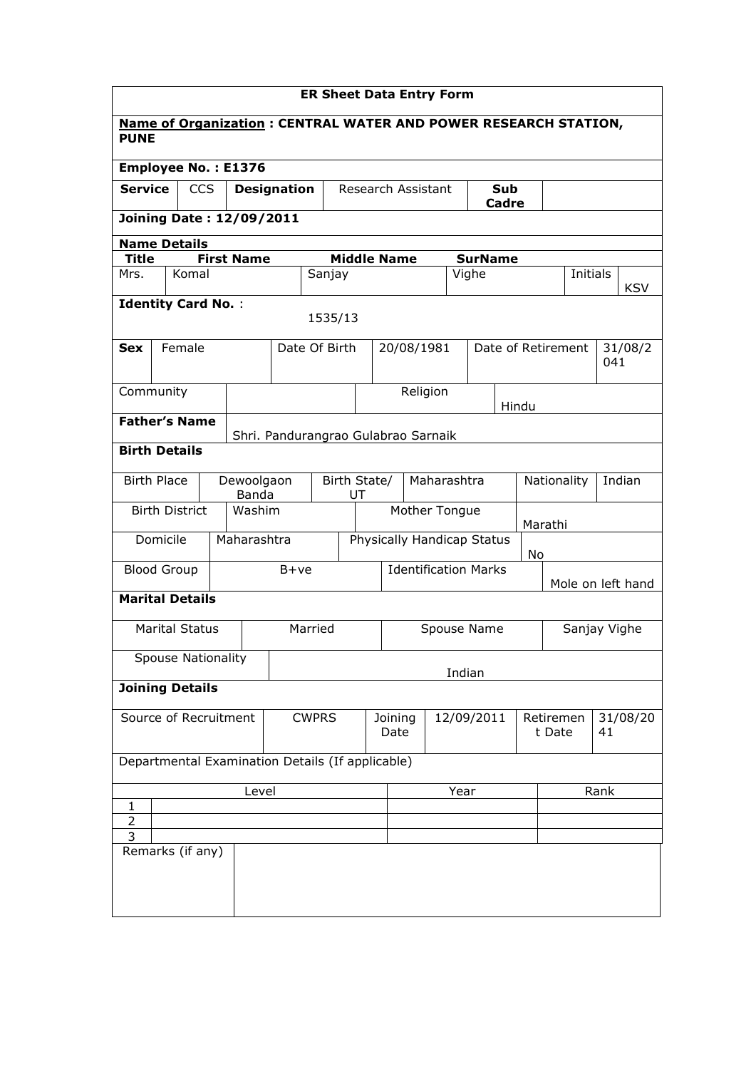# ER Sheet Data Entry Form

**Name of Organization : CENTRAL WATER AND POWER RESEARCH STATION, PUNE**

**Employee No. : E1376**

| **Service** | CCS | **Designation** | Research Assistant | **Sub Cadre** | |
|---|---|---|---|---|---|

**Joining Date : 12/09/2011**

**Name Details**

| **Title** | **First Name** | **Middle Name** | **SurName** | | |
|---|---|---|---|---|---|
| Mrs. | Komal | Sanjay | Vighe | Initials | KSV |

**Identity Card No.** : 1535/13

| **Sex** | Female | Date Of Birth | 20/08/1981 | Date of Retirement | 31/08/2041 |
|---|---|---|---|---|---|

| Community | | Religion | Hindu |
|---|---|---|---|

| **Father's Name** | Shri. Pandurangrao Gulabrao Sarnaik |
|---|---|

**Birth Details**

| Birth Place | Dewoolgaon Banda | Birth State/ UT | Maharashtra | Nationality | Indian |
|---|---|---|---|---|---|
| Birth District | Washim | Mother Tongue | Marathi | | |
| Domicile | Maharashtra | Physically Handicap Status | No | | |
| Blood Group | B+ve | Identification Marks | Mole on left hand | | |

**Marital Details**

| Marital Status | Married | Spouse Name | Sanjay Vighe |
|---|---|---|---|
| Spouse Nationality | Indian | | |

**Joining Details**

| Source of Recruitment | CWPRS | Joining Date | 12/09/2011 | Retirement Date | 31/08/2041 |
|---|---|---|---|---|---|

Departmental Examination Details (If applicable)

| | Level | Year | Rank |
|---|---|---|---|
| 1 | | | |
| 2 | | | |
| 3 | | | |

| Remarks (if any) | |
|---|---|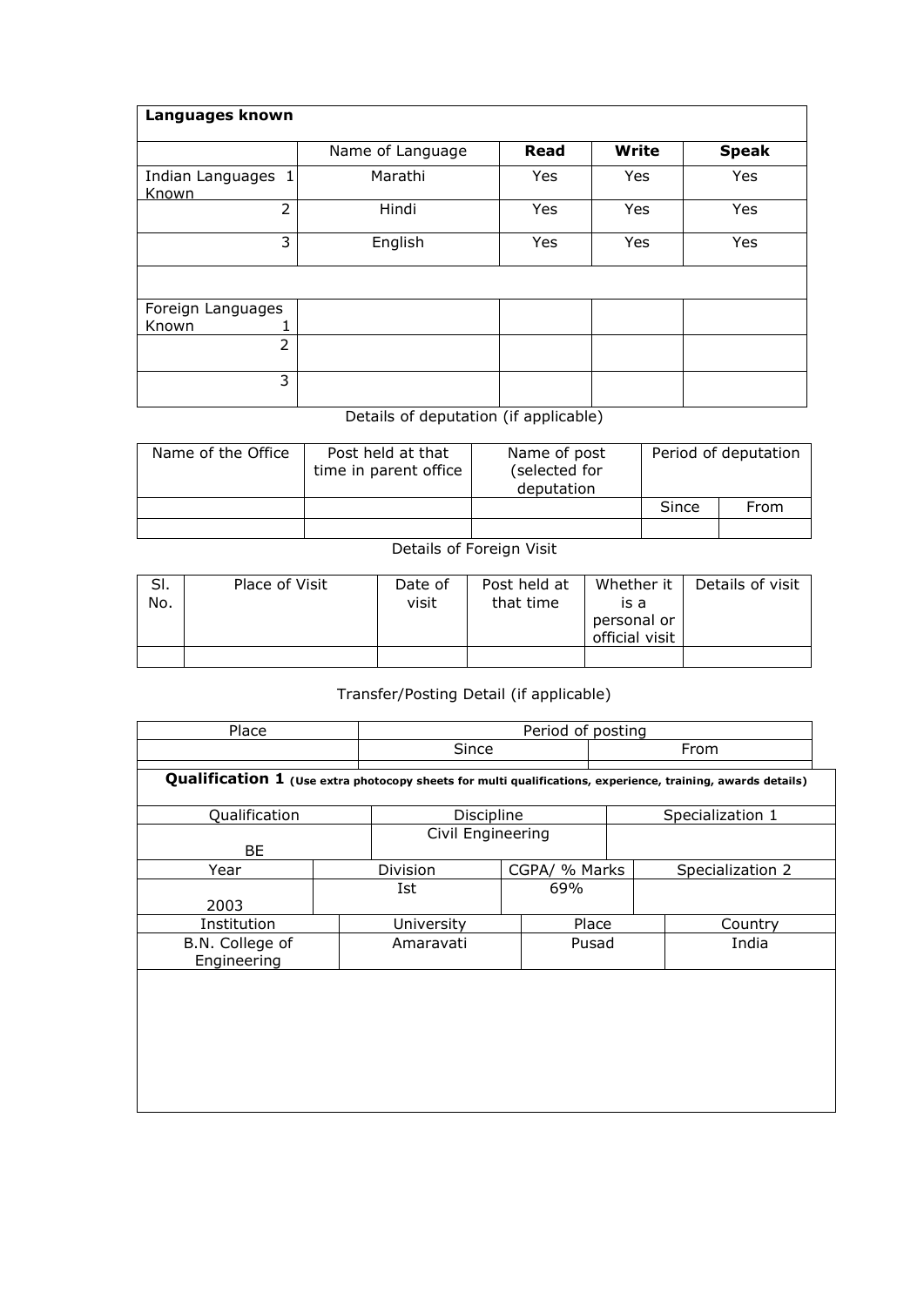| **Languages known** | | | | |
|---|---|---|---|---|
| | Name of Language | **Read** | **Write** | **Speak** |
| Indian Languages Known 1 | Marathi | Yes | Yes | Yes |
| 2 | Hindi | Yes | Yes | Yes |
| 3 | English | Yes | Yes | Yes |
| | | | | |
| Foreign Languages Known 1 | | | | |
| 2 | | | | |
| 3 | | | | |

Details of deputation (if applicable)

| Name of the Office | Post held at that time in parent office | Name of post (selected for deputation | Period of deputation | |
|---|---|---|---|---|
| | | | Since | From |
| | | | | |

Details of Foreign Visit

| Sl. No. | Place of Visit | Date of visit | Post held at that time | Whether it is a personal or official visit | Details of visit |
|---|---|---|---|---|---|
| | | | | | |

Transfer/Posting Detail (if applicable)

| Place | Period of posting | |
|---|---|---|
| | Since | From |
| | | |

**Qualification 1** **(Use extra photocopy sheets for multi qualifications, experience, training, awards details)**

| Qualification | Discipline | Specialization 1 |
|---|---|---|
| BE | Civil Engineering | |

| Year | Division | CGPA/ % Marks | Specialization 2 |
|---|---|---|---|
| 2003 | Ist | 69% | |

| Institution | University | Place | Country |
|---|---|---|---|
| B.N. College of Engineering | Amaravati | Pusad | India |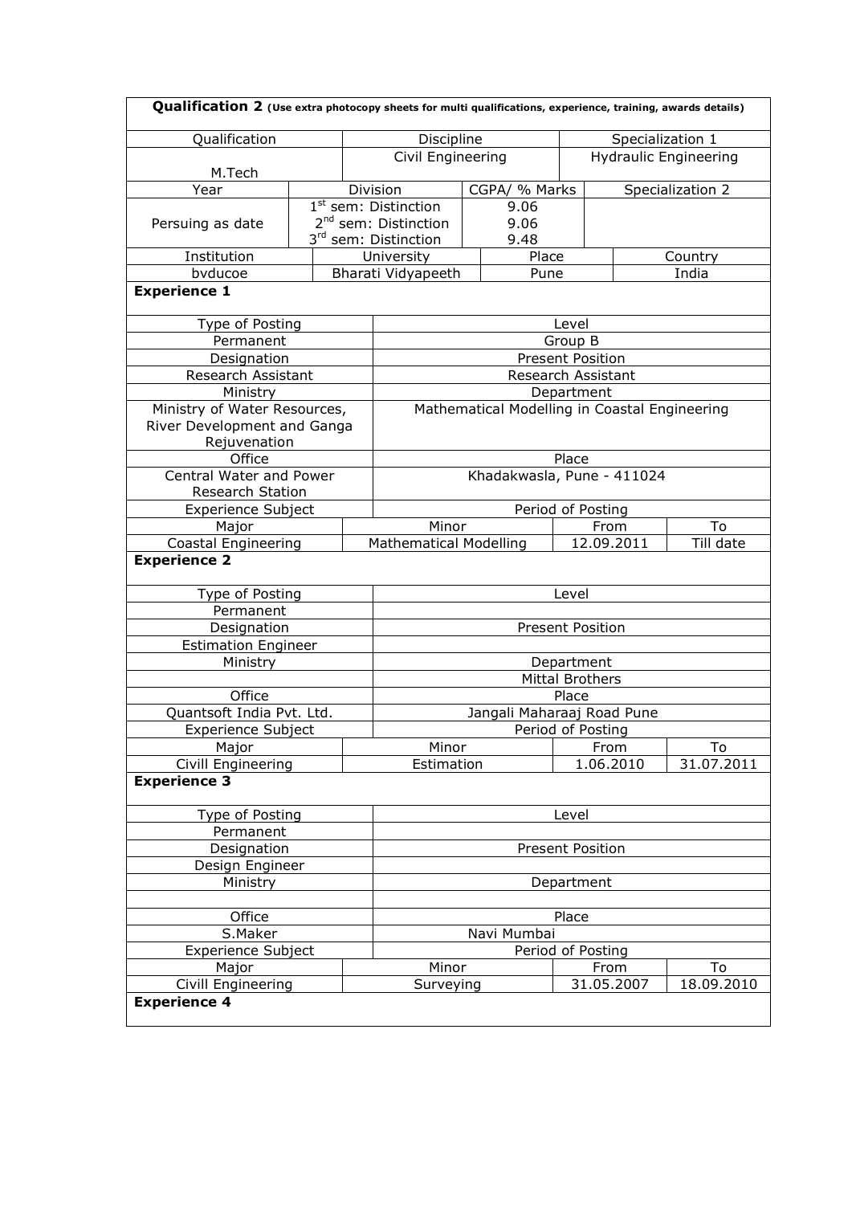**Qualification 2** (Use extra photocopy sheets for multi qualifications, experience, training, awards details)

| Qualification | Discipline | Specialization 1 |
|---|---|---|
| M.Tech | Civil Engineering | Hydraulic Engineering |

| Year | Division | CGPA/ % Marks | Specialization 2 |
|---|---|---|---|
| Persuing as date | 1st sem: Distinction<br>2nd sem: Distinction<br>3rd sem: Distinction | 9.06<br>9.06<br>9.48 | |

| Institution | University | Place | Country |
|---|---|---|---|
| bvducoe | Bharati Vidyapeeth | Pune | India |

**Experience 1**

| Type of Posting | Level |
|---|---|
| Permanent | Group B |
| Designation | Present Position |
| Research Assistant | Research Assistant |
| Ministry | Department |
| Ministry of Water Resources, River Development and Ganga Rejuvenation | Mathematical Modelling in Coastal Engineering |
| Office | Place |
| Central Water and Power Research Station | Khadakwasla, Pune - 411024 |

| Experience Subject | | Period of Posting | |
|---|---|---|---|
| Major | Minor | From | To |
| Coastal Engineering | Mathematical Modelling | 12.09.2011 | Till date |

**Experience 2**

| Type of Posting | Level |
|---|---|
| Permanent | |
| Designation | Present Position |
| Estimation Engineer | |
| Ministry | Department |
| | Mittal Brothers |
| Office | Place |
| Quantsoft India Pvt. Ltd. | Jangali Maharaaj Road Pune |

| Experience Subject | | Period of Posting | |
|---|---|---|---|
| Major | Minor | From | To |
| Civill Engineering | Estimation | 1.06.2010 | 31.07.2011 |

**Experience 3**

| Type of Posting | Level |
|---|---|
| Permanent | |
| Designation | Present Position |
| Design Engineer | |
| Ministry | Department |
| | |
| Office | Place |
| S.Maker | Navi Mumbai |

| Experience Subject | | Period of Posting | |
|---|---|---|---|
| Major | Minor | From | To |
| Civill Engineering | Surveying | 31.05.2007 | 18.09.2010 |

**Experience 4**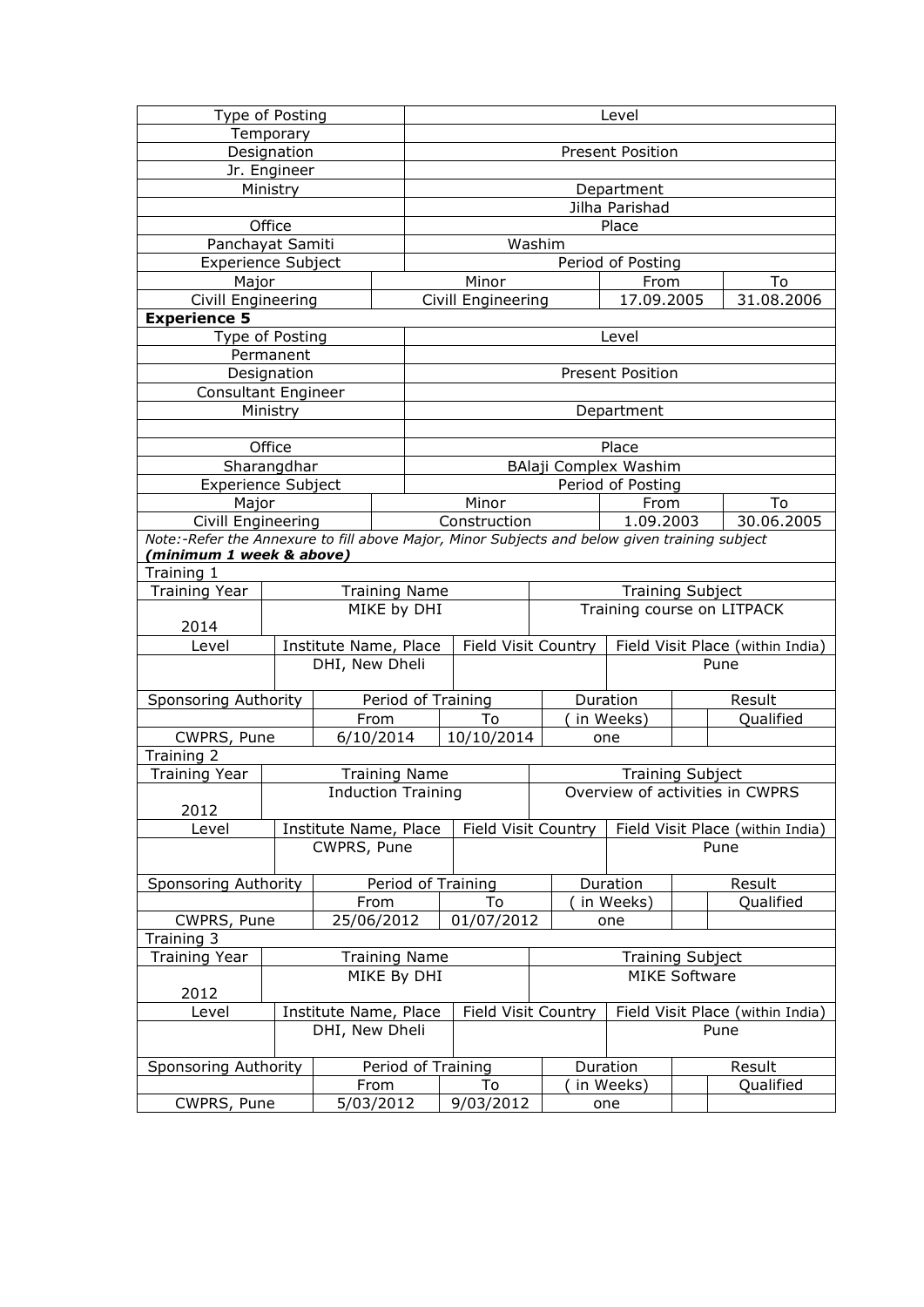| Type of Posting | Level |
|---|---|
| Temporary | |
| Designation | Present Position |
| Jr. Engineer | |
| Ministry | Department |
| | Jilha Parishad |
| Office | Place |
| Panchayat Samiti | Washim |

| Experience Subject | | Period of Posting | |
|---|---|---|---|
| Major | Minor | From | To |
| Civill Engineering | Civill Engineering | 17.09.2005 | 31.08.2006 |

**Experience 5**

| Type of Posting | Level |
|---|---|
| Permanent | |
| Designation | Present Position |
| Consultant Engineer | |
| Ministry | Department |
| | |
| Office | Place |
| Sharangdhar | BAlaji Complex Washim |

| Experience Subject | | Period of Posting | |
|---|---|---|---|
| Major | Minor | From | To |
| Civill Engineering | Construction | 1.09.2003 | 30.06.2005 |

*Note:-Refer the Annexure to fill above Major, Minor Subjects and below given training subject*
***(minimum 1 week & above)***

Training 1

| Training Year | Training Name | | Training Subject |
|---|---|---|---|
| 2014 | MIKE by DHI | | Training course on LITPACK |
| Level | Institute Name, Place | Field Visit Country | Field Visit Place (within India) |
| | DHI, New Dheli | | Pune |

| Sponsoring Authority | Period of Training | | Duration | | Result |
|---|---|---|---|---|---|
| | From | To | ( in Weeks) | | Qualified |
| CWPRS, Pune | 6/10/2014 | 10/10/2014 | one | | |

Training 2

| Training Year | Training Name | | Training Subject |
|---|---|---|---|
| 2012 | Induction Training | | Overview of activities in CWPRS |
| Level | Institute Name, Place | Field Visit Country | Field Visit Place (within India) |
| | CWPRS, Pune | | Pune |

| Sponsoring Authority | Period of Training | | Duration | | Result |
|---|---|---|---|---|---|
| | From | To | ( in Weeks) | | Qualified |
| CWPRS, Pune | 25/06/2012 | 01/07/2012 | one | | |

Training 3

| Training Year | Training Name | | Training Subject |
|---|---|---|---|
| 2012 | MIKE By DHI | | MIKE Software |
| Level | Institute Name, Place | Field Visit Country | Field Visit Place (within India) |
| | DHI, New Dheli | | Pune |

| Sponsoring Authority | Period of Training | | Duration | | Result |
|---|---|---|---|---|---|
| | From | To | ( in Weeks) | | Qualified |
| CWPRS, Pune | 5/03/2012 | 9/03/2012 | one | | |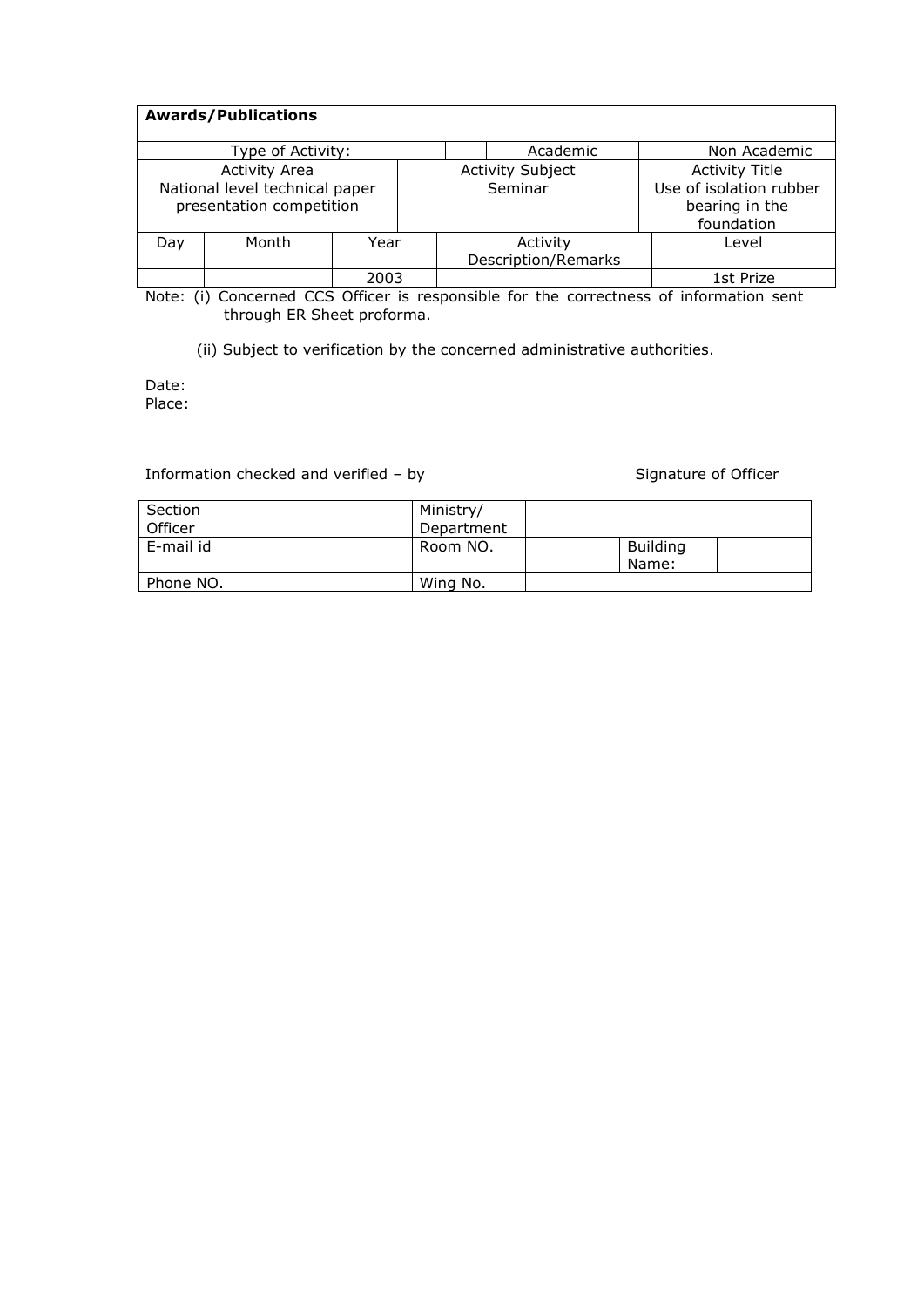| **Awards/Publications** | | | | | |
|---|---|---|---|---|---|
| Type of Activity: | | | Academic | | Non Academic |
| Activity Area | | Activity Subject | | Activity Title | |
| National level technical paper presentation competition | | Seminar | | Use of isolation rubber bearing in the foundation | |
| Day | Month | Year | Activity Description/Remarks | | Level |
| | | 2003 | | | 1st Prize |

Note: (i) Concerned CCS Officer is responsible for the correctness of information sent through ER Sheet proforma.

(ii) Subject to verification by the concerned administrative authorities.

Date:
Place:

Information checked and verified – by Signature of Officer

| | | | | | |
|---|---|---|---|---|---|
| Section Officer | | Ministry/ Department | | | |
| E-mail id | | Room NO. | | Building Name: | |
| Phone NO. | | Wing No. | | | |